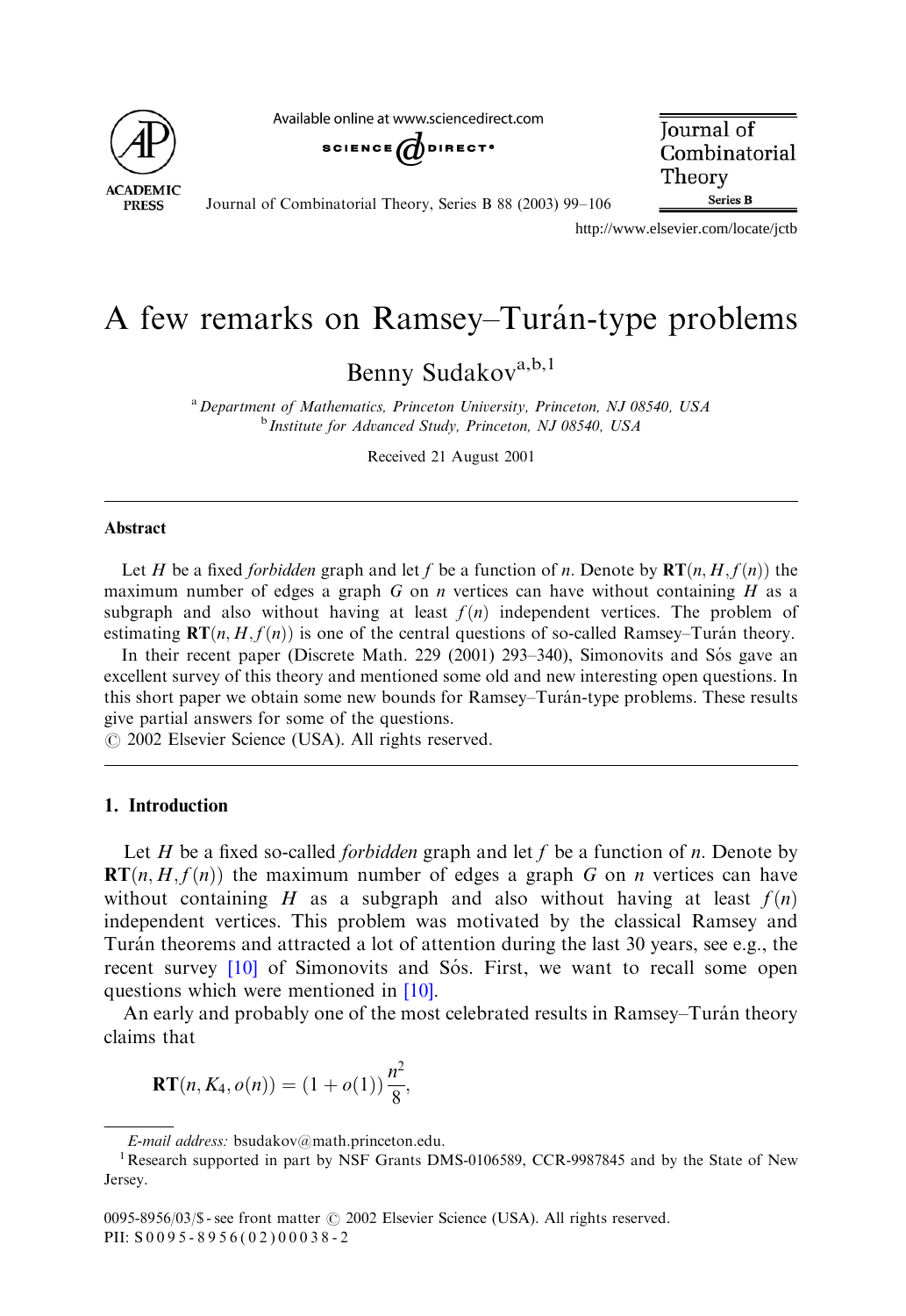# A few remarks on Ramsey–Turán-type problems

Benny Sudakov[a,b,1]

[a] *Department of Mathematics, Princeton University, Princeton, NJ 08540, USA*
[b] *Institute for Advanced Study, Princeton, NJ 08540, USA*

Received 21 August 2001

## Abstract

Let $H$ be a fixed *forbidden* graph and let $f$ be a function of $n$. Denote by $\mathbf{RT}(n, H, f(n))$ the maximum number of edges a graph $G$ on $n$ vertices can have without containing $H$ as a subgraph and also without having at least $f(n)$ independent vertices. The problem of estimating $\mathbf{RT}(n, H, f(n))$ is one of the central questions of so-called Ramsey–Turán theory.

In their recent paper (Discrete Math. 229 (2001) 293–340), Simonovits and Sós gave an excellent survey of this theory and mentioned some old and new interesting open questions. In this short paper we obtain some new bounds for Ramsey–Turán-type problems. These results give partial answers for some of the questions.

© 2002 Elsevier Science (USA). All rights reserved.

## 1. Introduction

Let $H$ be a fixed so-called *forbidden* graph and let $f$ be a function of $n$. Denote by $\mathbf{RT}(n, H, f(n))$ the maximum number of edges a graph $G$ on $n$ vertices can have without containing $H$ as a subgraph and also without having at least $f(n)$ independent vertices. This problem was motivated by the classical Ramsey and Turán theorems and attracted a lot of attention during the last 30 years, see e.g., the recent survey [10] of Simonovits and Sós. First, we want to recall some open questions which were mentioned in [10].

An early and probably one of the most celebrated results in Ramsey–Turán theory claims that

$$\mathbf{RT}(n, K_4, o(n)) = (1 + o(1))\frac{n^2}{8},$$

*E-mail address:* bsudakov@math.princeton.edu.

[1] Research supported in part by NSF Grants DMS-0106589, CCR-9987845 and by the State of New Jersey.

0095-8956/03/$ - see front matter © 2002 Elsevier Science (USA). All rights reserved.
PII: S0095-8956(02)00038-2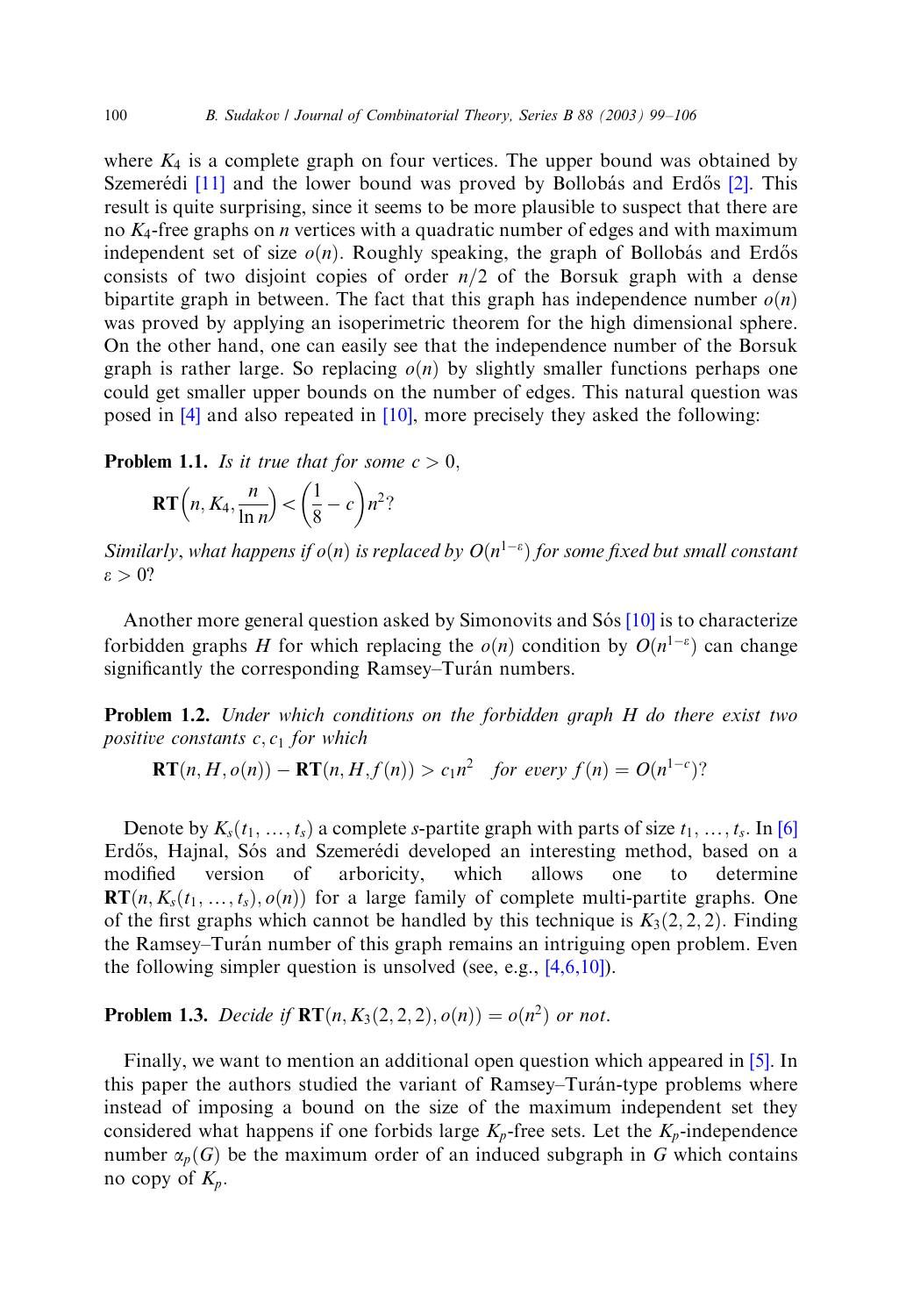where $K_4$ is a complete graph on four vertices. The upper bound was obtained by Szemerédi [11] and the lower bound was proved by Bollobás and Erdős [2]. This result is quite surprising, since it seems to be more plausible to suspect that there are no $K_4$-free graphs on $n$ vertices with a quadratic number of edges and with maximum independent set of size $o(n)$. Roughly speaking, the graph of Bollobás and Erdős consists of two disjoint copies of order $n/2$ of the Borsuk graph with a dense bipartite graph in between. The fact that this graph has independence number $o(n)$ was proved by applying an isoperimetric theorem for the high dimensional sphere. On the other hand, one can easily see that the independence number of the Borsuk graph is rather large. So replacing $o(n)$ by slightly smaller functions perhaps one could get smaller upper bounds on the number of edges. This natural question was posed in [4] and also repeated in [10], more precisely they asked the following:

**Problem 1.1.** *Is it true that for some* $c > 0$,

$$\mathbf{RT}\left(n, K_4, \frac{n}{\ln n}\right) < \left(\frac{1}{8} - c\right)n^2?$$

*Similarly, what happens if* $o(n)$ *is replaced by* $O(n^{1-\varepsilon})$ *for some fixed but small constant* $\varepsilon > 0$?

Another more general question asked by Simonovits and Sós [10] is to characterize forbidden graphs $H$ for which replacing the $o(n)$ condition by $O(n^{1-\varepsilon})$ can change significantly the corresponding Ramsey–Turán numbers.

**Problem 1.2.** *Under which conditions on the forbidden graph* $H$ *do there exist two positive constants* $c, c_1$ *for which*

$$\mathbf{RT}(n, H, o(n)) - \mathbf{RT}(n, H, f(n)) > c_1 n^2 \quad \text{for every } f(n) = O(n^{1-c})?$$

Denote by $K_s(t_1, \ldots, t_s)$ a complete $s$-partite graph with parts of size $t_1, \ldots, t_s$. In [6] Erdős, Hajnal, Sós and Szemerédi developed an interesting method, based on a modified version of arboricity, which allows one to determine $\mathbf{RT}(n, K_s(t_1, \ldots, t_s), o(n))$ for a large family of complete multi-partite graphs. One of the first graphs which cannot be handled by this technique is $K_3(2, 2, 2)$. Finding the Ramsey–Turán number of this graph remains an intriguing open problem. Even the following simpler question is unsolved (see, e.g., [4,6,10]).

**Problem 1.3.** *Decide if* $\mathbf{RT}(n, K_3(2, 2, 2), o(n)) = o(n^2)$ *or not.*

Finally, we want to mention an additional open question which appeared in [5]. In this paper the authors studied the variant of Ramsey–Turán-type problems where instead of imposing a bound on the size of the maximum independent set they considered what happens if one forbids large $K_p$-free sets. Let the $K_p$-independence number $\alpha_p(G)$ be the maximum order of an induced subgraph in $G$ which contains no copy of $K_p$.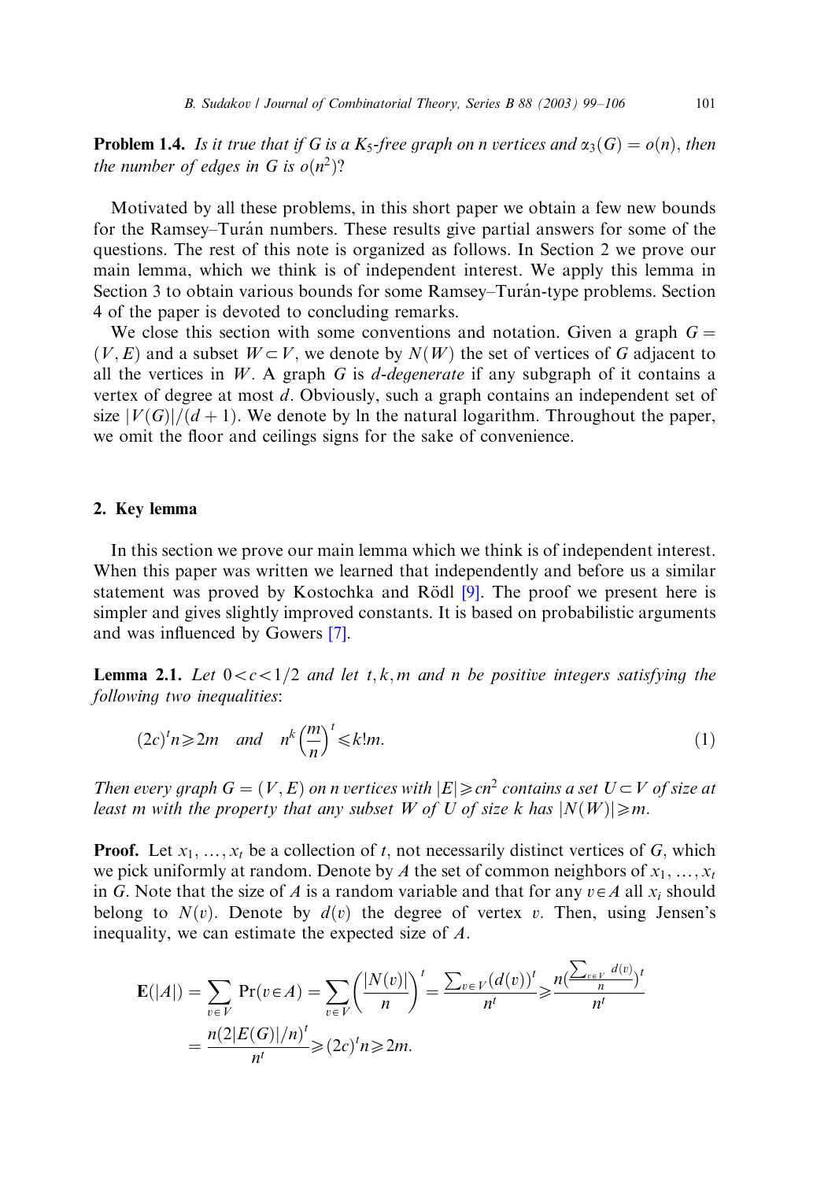**Problem 1.4.** *Is it true that if G is a $K_5$-free graph on n vertices and $\alpha_3(G) = o(n)$, then the number of edges in G is $o(n^2)$?*

Motivated by all these problems, in this short paper we obtain a few new bounds for the Ramsey–Turán numbers. These results give partial answers for some of the questions. The rest of this note is organized as follows. In Section 2 we prove our main lemma, which we think is of independent interest. We apply this lemma in Section 3 to obtain various bounds for some Ramsey–Turán-type problems. Section 4 of the paper is devoted to concluding remarks.

We close this section with some conventions and notation. Given a graph $G = (V, E)$ and a subset $W \subset V$, we denote by $N(W)$ the set of vertices of $G$ adjacent to all the vertices in $W$. A graph $G$ is *d-degenerate* if any subgraph of it contains a vertex of degree at most $d$. Obviously, such a graph contains an independent set of size $|V(G)|/(d+1)$. We denote by ln the natural logarithm. Throughout the paper, we omit the floor and ceilings signs for the sake of convenience.

## 2. Key lemma

In this section we prove our main lemma which we think is of independent interest. When this paper was written we learned that independently and before us a similar statement was proved by Kostochka and Rödl [9]. The proof we present here is simpler and gives slightly improved constants. It is based on probabilistic arguments and was influenced by Gowers [7].

**Lemma 2.1.** *Let $0 < c < 1/2$ and let $t, k, m$ and $n$ be positive integers satisfying the following two inequalities*:

$$(2c)^t n \geqslant 2m \quad \text{and} \quad n^k \left(\frac{m}{n}\right)^t \leqslant k! m. \tag{1}$$

*Then every graph $G = (V, E)$ on $n$ vertices with $|E| \geqslant cn^2$ contains a set $U \subset V$ of size at least $m$ with the property that any subset $W$ of $U$ of size $k$ has $|N(W)| \geqslant m$.*

**Proof.** Let $x_1, \ldots, x_t$ be a collection of $t$, not necessarily distinct vertices of $G$, which we pick uniformly at random. Denote by $A$ the set of common neighbors of $x_1, \ldots, x_t$ in $G$. Note that the size of $A$ is a random variable and that for any $v \in A$ all $x_i$ should belong to $N(v)$. Denote by $d(v)$ the degree of vertex $v$. Then, using Jensen's inequality, we can estimate the expected size of $A$.

$$\begin{aligned}
\mathbf{E}(|A|) &= \sum_{v \in V} \Pr(v \in A) = \sum_{v \in V} \left(\frac{|N(v)|}{n}\right)^t = \frac{\sum_{v \in V} (d(v))^t}{n^t} \geqslant \frac{n\left(\frac{\sum_{v \in V} d(v)}{n}\right)^t}{n^t} \\
&= \frac{n(2|E(G)|/n)^t}{n^t} \geqslant (2c)^t n \geqslant 2m.
\end{aligned}$$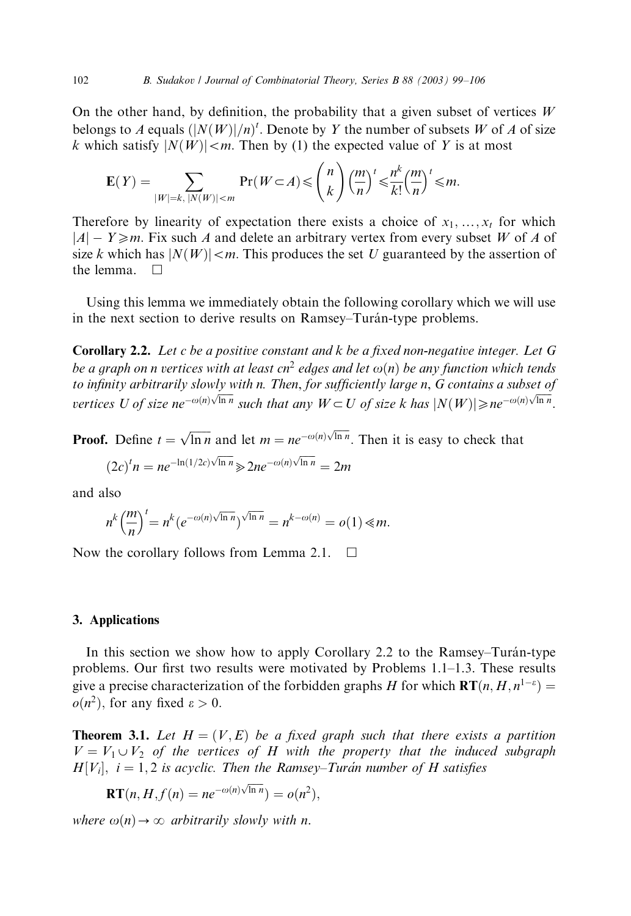On the other hand, by definition, the probability that a given subset of vertices $W$ belongs to $A$ equals $(|N(W)|/n)^t$. Denote by $Y$ the number of subsets $W$ of $A$ of size $k$ which satisfy $|N(W)| < m$. Then by (1) the expected value of $Y$ is at most

$$\mathbf{E}(Y) = \sum_{|W|=k,\ |N(W)|<m} \Pr(W \subset A) \leqslant \binom{n}{k}\left(\frac{m}{n}\right)^t \leqslant \frac{n^k}{k!}\left(\frac{m}{n}\right)^t \leqslant m.$$

Therefore by linearity of expectation there exists a choice of $x_1, \dots, x_t$ for which $|A| - Y \geqslant m$. Fix such $A$ and delete an arbitrary vertex from every subset $W$ of $A$ of size $k$ which has $|N(W)| < m$. This produces the set $U$ guaranteed by the assertion of the lemma. $\square$

Using this lemma we immediately obtain the following corollary which we will use in the next section to derive results on Ramsey–Turán-type problems.

**Corollary 2.2.** *Let $c$ be a positive constant and $k$ be a fixed non-negative integer. Let $G$ be a graph on $n$ vertices with at least $cn^2$ edges and let $\omega(n)$ be any function which tends to infinity arbitrarily slowly with $n$. Then, for sufficiently large $n$, $G$ contains a subset of vertices $U$ of size $ne^{-\omega(n)\sqrt{\ln n}}$ such that any $W \subset U$ of size $k$ has $|N(W)| \geqslant ne^{-\omega(n)\sqrt{\ln n}}$.*

**Proof.** Define $t = \sqrt{\ln n}$ and let $m = ne^{-\omega(n)\sqrt{\ln n}}$. Then it is easy to check that

$$(2c)^t n = ne^{-\ln(1/2c)\sqrt{\ln n}} \geqslant 2ne^{-\omega(n)\sqrt{\ln n}} = 2m$$

and also

$$n^k\left(\frac{m}{n}\right)^t = n^k\left(e^{-\omega(n)\sqrt{\ln n}}\right)^{\sqrt{\ln n}} = n^{k-\omega(n)} = o(1) \leqslant m.$$

Now the corollary follows from Lemma 2.1. $\square$

## 3. Applications

In this section we show how to apply Corollary 2.2 to the Ramsey–Turán-type problems. Our first two results were motivated by Problems 1.1–1.3. These results give a precise characterization of the forbidden graphs $H$ for which $\mathbf{RT}(n, H, n^{1-\varepsilon}) = o(n^2)$, for any fixed $\varepsilon > 0$.

**Theorem 3.1.** *Let $H = (V, E)$ be a fixed graph such that there exists a partition $V = V_1 \cup V_2$ of the vertices of $H$ with the property that the induced subgraph $H[V_i]$, $i = 1, 2$ is acyclic. Then the Ramsey–Turán number of $H$ satisfies*

$$\mathbf{RT}(n, H, f(n) = ne^{-\omega(n)\sqrt{\ln n}}) = o(n^2),$$

*where $\omega(n) \to \infty$ arbitrarily slowly with $n$.*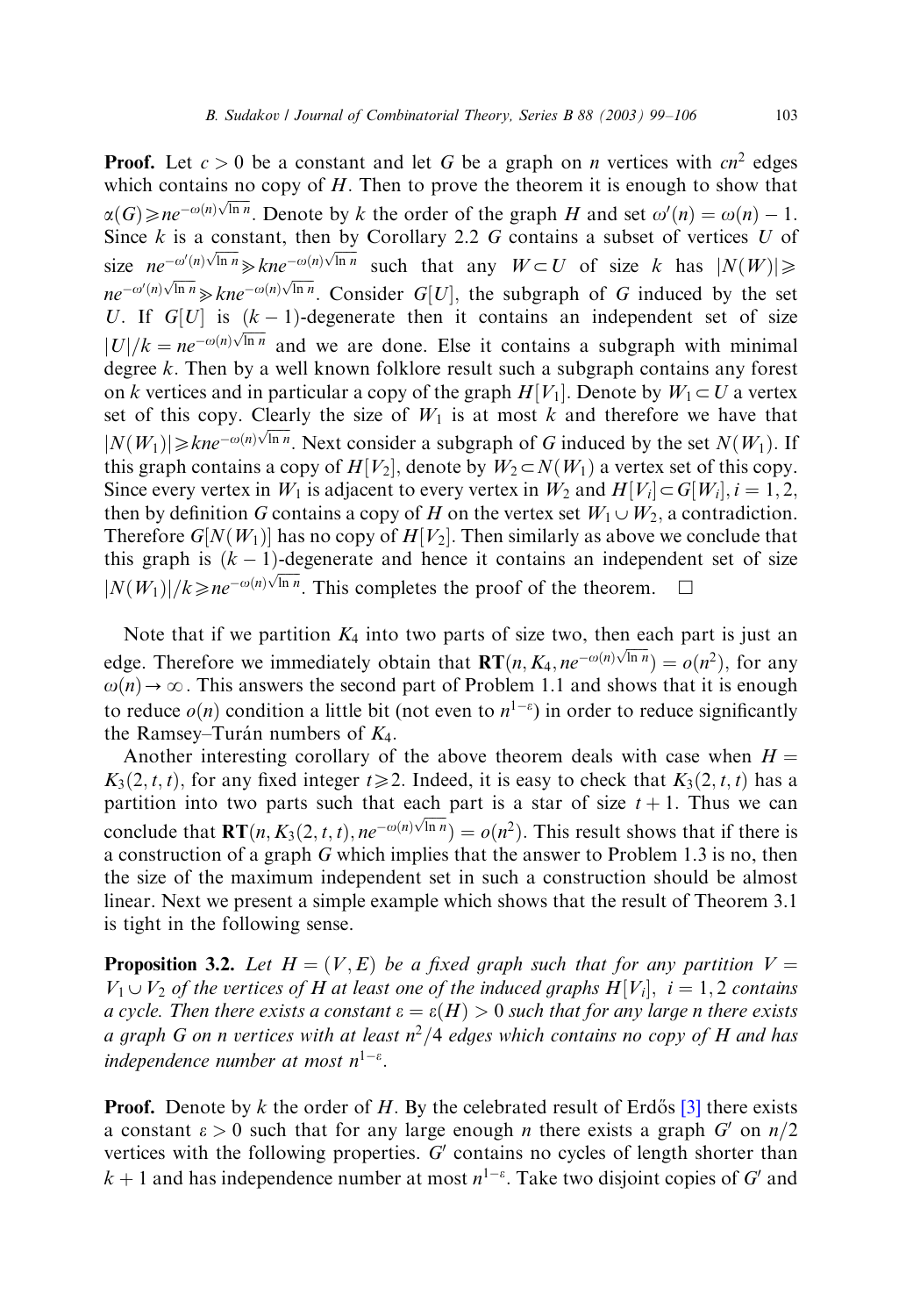**Proof.** Let $c > 0$ be a constant and let $G$ be a graph on $n$ vertices with $cn^2$ edges which contains no copy of $H$. Then to prove the theorem it is enough to show that $\alpha(G) \geqslant ne^{-\omega(n)\sqrt{\ln n}}$. Denote by $k$ the order of the graph $H$ and set $\omega'(n) = \omega(n) - 1$. Since $k$ is a constant, then by Corollary 2.2 $G$ contains a subset of vertices $U$ of size $ne^{-\omega'(n)\sqrt{\ln n}} \geqslant kne^{-\omega(n)\sqrt{\ln n}}$ such that any $W \subset U$ of size $k$ has $|N(W)| \geqslant ne^{-\omega'(n)\sqrt{\ln n}} \geqslant kne^{-\omega(n)\sqrt{\ln n}}$. Consider $G[U]$, the subgraph of $G$ induced by the set $U$. If $G[U]$ is $(k-1)$-degenerate then it contains an independent set of size $|U|/k = ne^{-\omega(n)\sqrt{\ln n}}$ and we are done. Else it contains a subgraph with minimal degree $k$. Then by a well known folklore result such a subgraph contains any forest on $k$ vertices and in particular a copy of the graph $H[V_1]$. Denote by $W_1 \subset U$ a vertex set of this copy. Clearly the size of $W_1$ is at most $k$ and therefore we have that $|N(W_1)| \geqslant kne^{-\omega(n)\sqrt{\ln n}}$. Next consider a subgraph of $G$ induced by the set $N(W_1)$. If this graph contains a copy of $H[V_2]$, denote by $W_2 \subset N(W_1)$ a vertex set of this copy. Since every vertex in $W_1$ is adjacent to every vertex in $W_2$ and $H[V_i] \subset G[W_i], i = 1, 2$, then by definition $G$ contains a copy of $H$ on the vertex set $W_1 \cup W_2$, a contradiction. Therefore $G[N(W_1)]$ has no copy of $H[V_2]$. Then similarly as above we conclude that this graph is $(k-1)$-degenerate and hence it contains an independent set of size $|N(W_1)|/k \geqslant ne^{-\omega(n)\sqrt{\ln n}}$. This completes the proof of the theorem. $\square$

Note that if we partition $K_4$ into two parts of size two, then each part is just an edge. Therefore we immediately obtain that $\mathbf{RT}(n, K_4, ne^{-\omega(n)\sqrt{\ln n}}) = o(n^2)$, for any $\omega(n) \to \infty$. This answers the second part of Problem 1.1 and shows that it is enough to reduce $o(n)$ condition a little bit (not even to $n^{1-\varepsilon}$) in order to reduce significantly the Ramsey–Turán numbers of $K_4$.

Another interesting corollary of the above theorem deals with case when $H = K_3(2, t, t)$, for any fixed integer $t \geqslant 2$. Indeed, it is easy to check that $K_3(2, t, t)$ has a partition into two parts such that each part is a star of size $t + 1$. Thus we can conclude that $\mathbf{RT}(n, K_3(2, t, t), ne^{-\omega(n)\sqrt{\ln n}}) = o(n^2)$. This result shows that if there is a construction of a graph $G$ which implies that the answer to Problem 1.3 is no, then the size of the maximum independent set in such a construction should be almost linear. Next we present a simple example which shows that the result of Theorem 3.1 is tight in the following sense.

**Proposition 3.2.** *Let $H = (V, E)$ be a fixed graph such that for any partition $V = V_1 \cup V_2$ of the vertices of $H$ at least one of the induced graphs $H[V_i],\ i = 1, 2$ contains a cycle. Then there exists a constant $\varepsilon = \varepsilon(H) > 0$ such that for any large $n$ there exists a graph $G$ on $n$ vertices with at least $n^2/4$ edges which contains no copy of $H$ and has independence number at most $n^{1-\varepsilon}$.*

**Proof.** Denote by $k$ the order of $H$. By the celebrated result of Erdős [3] there exists a constant $\varepsilon > 0$ such that for any large enough $n$ there exists a graph $G'$ on $n/2$ vertices with the following properties. $G'$ contains no cycles of length shorter than $k + 1$ and has independence number at most $n^{1-\varepsilon}$. Take two disjoint copies of $G'$ and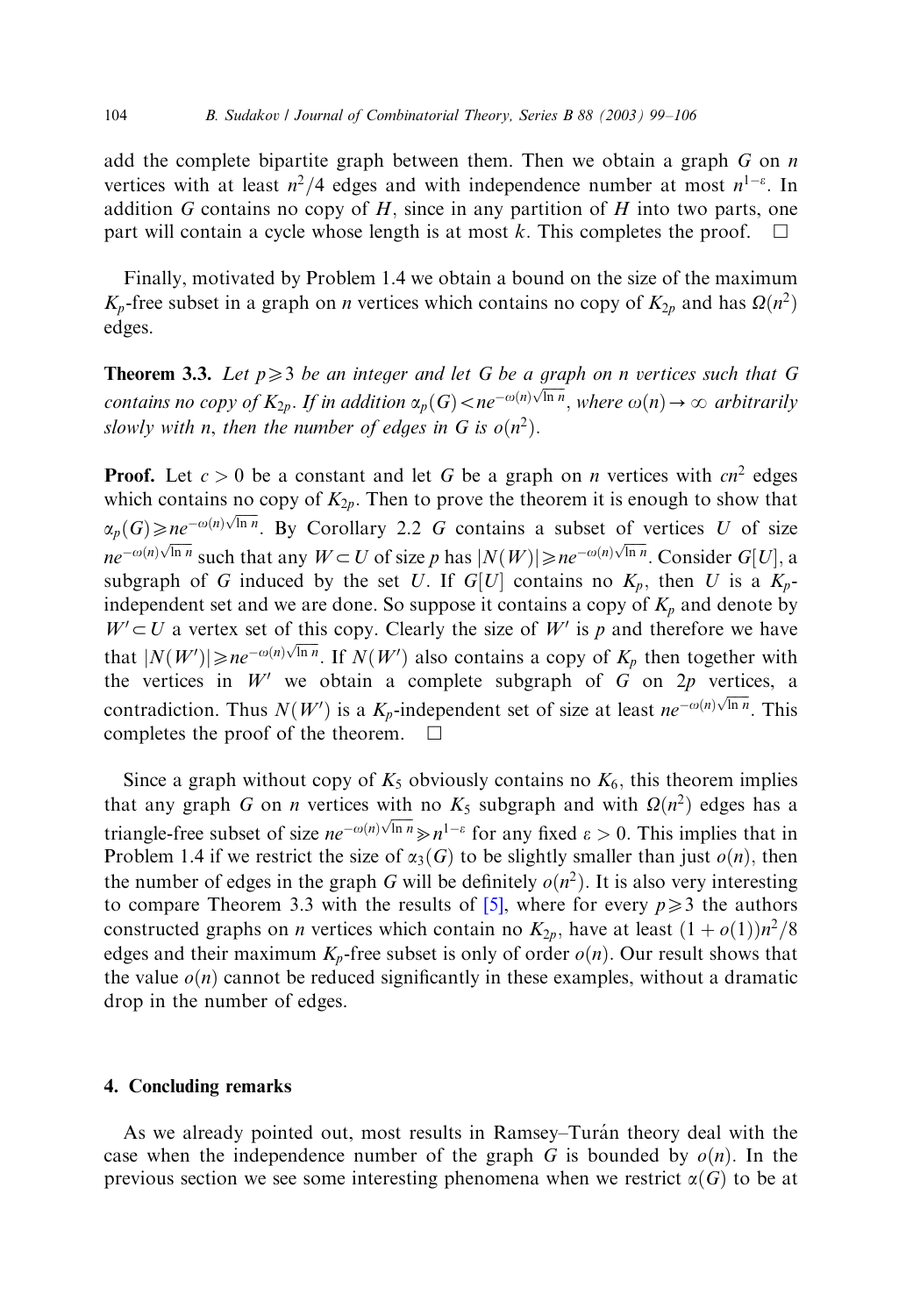add the complete bipartite graph between them. Then we obtain a graph $G$ on $n$ vertices with at least $n^2/4$ edges and with independence number at most $n^{1-\varepsilon}$. In addition $G$ contains no copy of $H$, since in any partition of $H$ into two parts, one part will contain a cycle whose length is at most $k$. This completes the proof. $\square$

Finally, motivated by Problem 1.4 we obtain a bound on the size of the maximum $K_p$-free subset in a graph on $n$ vertices which contains no copy of $K_{2p}$ and has $\Omega(n^2)$ edges.

**Theorem 3.3.** *Let $p \geqslant 3$ be an integer and let $G$ be a graph on $n$ vertices such that $G$ contains no copy of $K_{2p}$. If in addition $\alpha_p(G) < ne^{-\omega(n)\sqrt{\ln n}}$, where $\omega(n) \to \infty$ arbitrarily slowly with $n$, then the number of edges in $G$ is $o(n^2)$.*

**Proof.** Let $c > 0$ be a constant and let $G$ be a graph on $n$ vertices with $cn^2$ edges which contains no copy of $K_{2p}$. Then to prove the theorem it is enough to show that $\alpha_p(G) \geqslant ne^{-\omega(n)\sqrt{\ln n}}$. By Corollary 2.2 $G$ contains a subset of vertices $U$ of size $ne^{-\omega(n)\sqrt{\ln n}}$ such that any $W \subset U$ of size $p$ has $|N(W)| \geqslant ne^{-\omega(n)\sqrt{\ln n}}$. Consider $G[U]$, a subgraph of $G$ induced by the set $U$. If $G[U]$ contains no $K_p$, then $U$ is a $K_p$-independent set and we are done. So suppose it contains a copy of $K_p$ and denote by $W' \subset U$ a vertex set of this copy. Clearly the size of $W'$ is $p$ and therefore we have that $|N(W')| \geqslant ne^{-\omega(n)\sqrt{\ln n}}$. If $N(W')$ also contains a copy of $K_p$ then together with the vertices in $W'$ we obtain a complete subgraph of $G$ on $2p$ vertices, a contradiction. Thus $N(W')$ is a $K_p$-independent set of size at least $ne^{-\omega(n)\sqrt{\ln n}}$. This completes the proof of the theorem. $\square$

Since a graph without copy of $K_5$ obviously contains no $K_6$, this theorem implies that any graph $G$ on $n$ vertices with no $K_5$ subgraph and with $\Omega(n^2)$ edges has a triangle-free subset of size $ne^{-\omega(n)\sqrt{\ln n}} \geqslant n^{1-\varepsilon}$ for any fixed $\varepsilon > 0$. This implies that in Problem 1.4 if we restrict the size of $\alpha_3(G)$ to be slightly smaller than just $o(n)$, then the number of edges in the graph $G$ will be definitely $o(n^2)$. It is also very interesting to compare Theorem 3.3 with the results of [5], where for every $p \geqslant 3$ the authors constructed graphs on $n$ vertices which contain no $K_{2p}$, have at least $(1 + o(1))n^2/8$ edges and their maximum $K_p$-free subset is only of order $o(n)$. Our result shows that the value $o(n)$ cannot be reduced significantly in these examples, without a dramatic drop in the number of edges.

## 4. Concluding remarks

As we already pointed out, most results in Ramsey–Turán theory deal with the case when the independence number of the graph $G$ is bounded by $o(n)$. In the previous section we see some interesting phenomena when we restrict $\alpha(G)$ to be at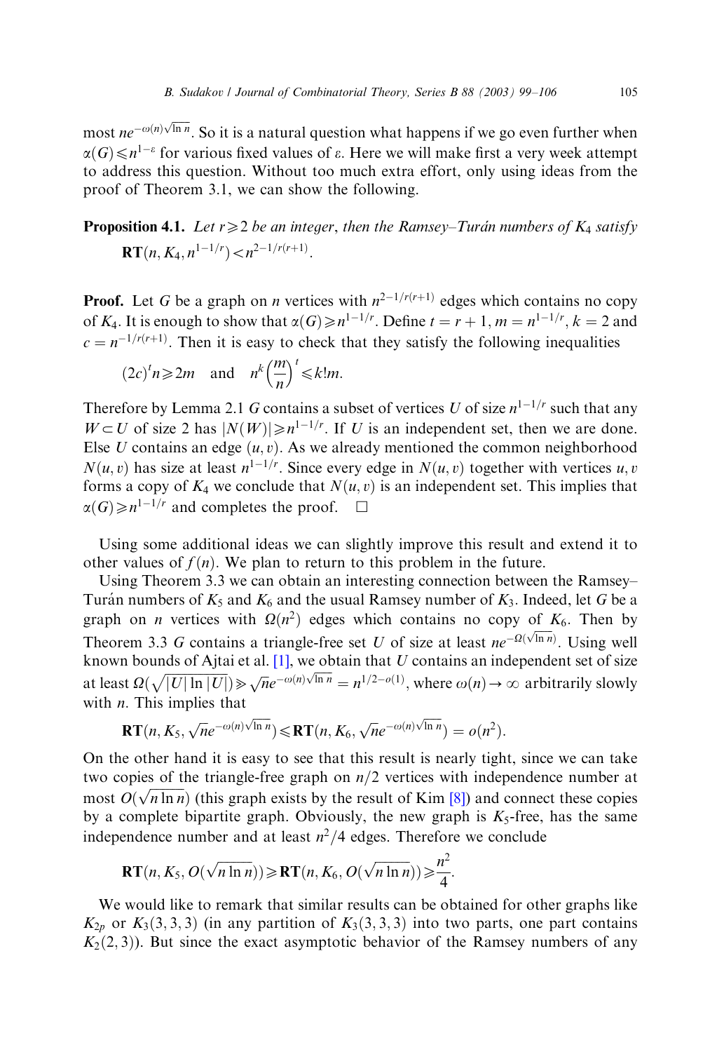most $ne^{-\omega(n)\sqrt{\ln n}}$. So it is a natural question what happens if we go even further when $\alpha(G) \leqslant n^{1-\varepsilon}$ for various fixed values of $\varepsilon$. Here we will make first a very week attempt to address this question. Without too much extra effort, only using ideas from the proof of Theorem 3.1, we can show the following.

**Proposition 4.1.** *Let $r \geqslant 2$ be an integer, then the Ramsey–Turán numbers of $K_4$ satisfy*

$$\mathbf{RT}(n, K_4, n^{1-1/r}) < n^{2-1/r(r+1)}.$$

**Proof.** Let $G$ be a graph on $n$ vertices with $n^{2-1/r(r+1)}$ edges which contains no copy of $K_4$. It is enough to show that $\alpha(G) \geqslant n^{1-1/r}$. Define $t = r+1$, $m = n^{1-1/r}$, $k = 2$ and $c = n^{-1/r(r+1)}$. Then it is easy to check that they satisfy the following inequalities

$$(2c)^t n \geqslant 2m \quad \text{and} \quad n^k \left(\frac{m}{n}\right)^t \leqslant k!m.$$

Therefore by Lemma 2.1 $G$ contains a subset of vertices $U$ of size $n^{1-1/r}$ such that any $W \subset U$ of size 2 has $|N(W)| \geqslant n^{1-1/r}$. If $U$ is an independent set, then we are done. Else $U$ contains an edge $(u, v)$. As we already mentioned the common neighborhood $N(u, v)$ has size at least $n^{1-1/r}$. Since every edge in $N(u, v)$ together with vertices $u, v$ forms a copy of $K_4$ we conclude that $N(u, v)$ is an independent set. This implies that $\alpha(G) \geqslant n^{1-1/r}$ and completes the proof. $\square$

Using some additional ideas we can slightly improve this result and extend it to other values of $f(n)$. We plan to return to this problem in the future.

Using Theorem 3.3 we can obtain an interesting connection between the Ramsey–Turán numbers of $K_5$ and $K_6$ and the usual Ramsey number of $K_3$. Indeed, let $G$ be a graph on $n$ vertices with $\Omega(n^2)$ edges which contains no copy of $K_6$. Then by Theorem 3.3 $G$ contains a triangle-free set $U$ of size at least $ne^{-\Omega(\sqrt{\ln n})}$. Using well known bounds of Ajtai et al. [1], we obtain that $U$ contains an independent set of size at least $\Omega(\sqrt{|U| \ln |U|}) \gg \sqrt{n}e^{-\omega(n)\sqrt{\ln n}} = n^{1/2-o(1)}$, where $\omega(n) \to \infty$ arbitrarily slowly with $n$. This implies that

$$\mathbf{RT}(n, K_5, \sqrt{n}e^{-\omega(n)\sqrt{\ln n}}) \leqslant \mathbf{RT}(n, K_6, \sqrt{n}e^{-\omega(n)\sqrt{\ln n}}) = o(n^2).$$

On the other hand it is easy to see that this result is nearly tight, since we can take two copies of the triangle-free graph on $n/2$ vertices with independence number at most $O(\sqrt{n \ln n})$ (this graph exists by the result of Kim [8]) and connect these copies by a complete bipartite graph. Obviously, the new graph is $K_5$-free, has the same independence number and at least $n^2/4$ edges. Therefore we conclude

$$\mathbf{RT}(n, K_5, O(\sqrt{n \ln n})) \geqslant \mathbf{RT}(n, K_6, O(\sqrt{n \ln n})) \geqslant \frac{n^2}{4}.$$

We would like to remark that similar results can be obtained for other graphs like $K_{2p}$ or $K_3(3,3,3)$ (in any partition of $K_3(3,3,3)$ into two parts, one part contains $K_2(2,3)$). But since the exact asymptotic behavior of the Ramsey numbers of any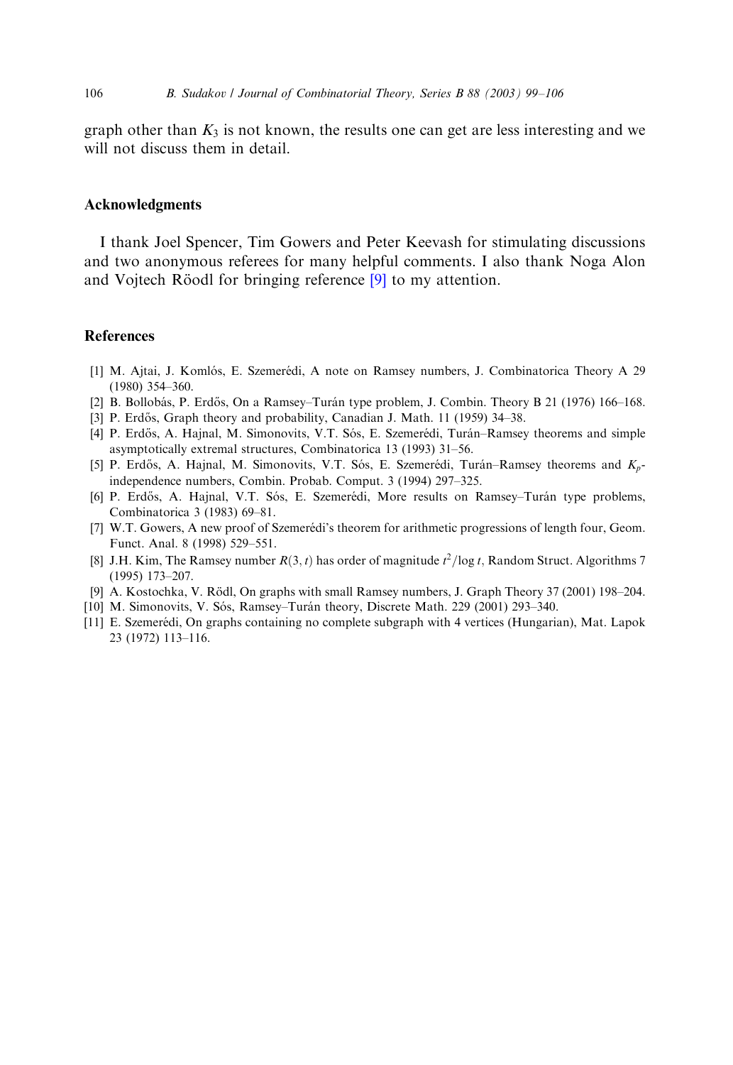graph other than $K_3$ is not known, the results one can get are less interesting and we will not discuss them in detail.

## Acknowledgments

I thank Joel Spencer, Tim Gowers and Peter Keevash for stimulating discussions and two anonymous referees for many helpful comments. I also thank Noga Alon and Vojtech Röodl for bringing reference [9] to my attention.

## References

[1] M. Ajtai, J. Komlós, E. Szemerédi, A note on Ramsey numbers, J. Combinatorica Theory A 29 (1980) 354–360.

[2] B. Bollobás, P. Erdős, On a Ramsey–Turán type problem, J. Combin. Theory B 21 (1976) 166–168.

[3] P. Erdős, Graph theory and probability, Canadian J. Math. 11 (1959) 34–38.

[4] P. Erdős, A. Hajnal, M. Simonovits, V.T. Sós, E. Szemerédi, Turán–Ramsey theorems and simple asymptotically extremal structures, Combinatorica 13 (1993) 31–56.

[5] P. Erdős, A. Hajnal, M. Simonovits, V.T. Sós, E. Szemerédi, Turán–Ramsey theorems and $K_p$-independence numbers, Combin. Probab. Comput. 3 (1994) 297–325.

[6] P. Erdős, A. Hajnal, V.T. Sós, E. Szemerédi, More results on Ramsey–Turán type problems, Combinatorica 3 (1983) 69–81.

[7] W.T. Gowers, A new proof of Szemerédi's theorem for arithmetic progressions of length four, Geom. Funct. Anal. 8 (1998) 529–551.

[8] J.H. Kim, The Ramsey number $R(3,t)$ has order of magnitude $t^2/\log t$, Random Struct. Algorithms 7 (1995) 173–207.

[9] A. Kostochka, V. Rödl, On graphs with small Ramsey numbers, J. Graph Theory 37 (2001) 198–204.

[10] M. Simonovits, V. Sós, Ramsey–Turán theory, Discrete Math. 229 (2001) 293–340.

[11] E. Szemerédi, On graphs containing no complete subgraph with 4 vertices (Hungarian), Mat. Lapok 23 (1972) 113–116.